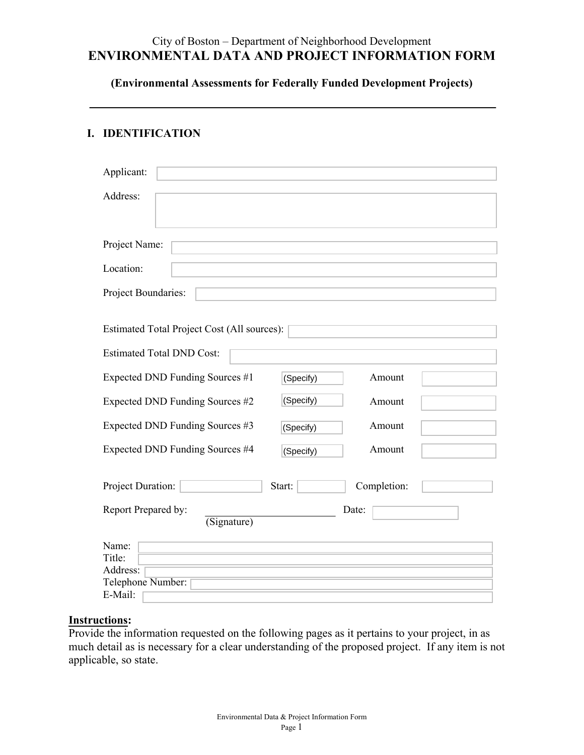City of Boston – Department of Neighborhood Development

# ENVIRONMENTAL DATA AND PROJECT INFORMATION FORM

**(Environmental Assessments for Federally Funded Development Projects)**

---

## I. IDENTIFICATION

Applicant:

Address:

Project Name:

Location:

Project Boundaries:

Estimated Total Project Cost (All sources):

Estimated Total DND Cost:

| | | | |
|---|---|---|---|
| Expected DND Funding Sources #1 | (Specify) | Amount | |
| Expected DND Funding Sources #2 | (Specify) | Amount | |
| Expected DND Funding Sources #3 | (Specify) | Amount | |
| Expected DND Funding Sources #4 | (Specify) | Amount | |

Project Duration: Start: Completion:

Report Prepared by: ______________________ Date:
(Signature)

Name:
Title:
Address:
Telephone Number:
E-Mail:

**Instructions:**
Provide the information requested on the following pages as it pertains to your project, in as much detail as is necessary for a clear understanding of the proposed project. If any item is not applicable, so state.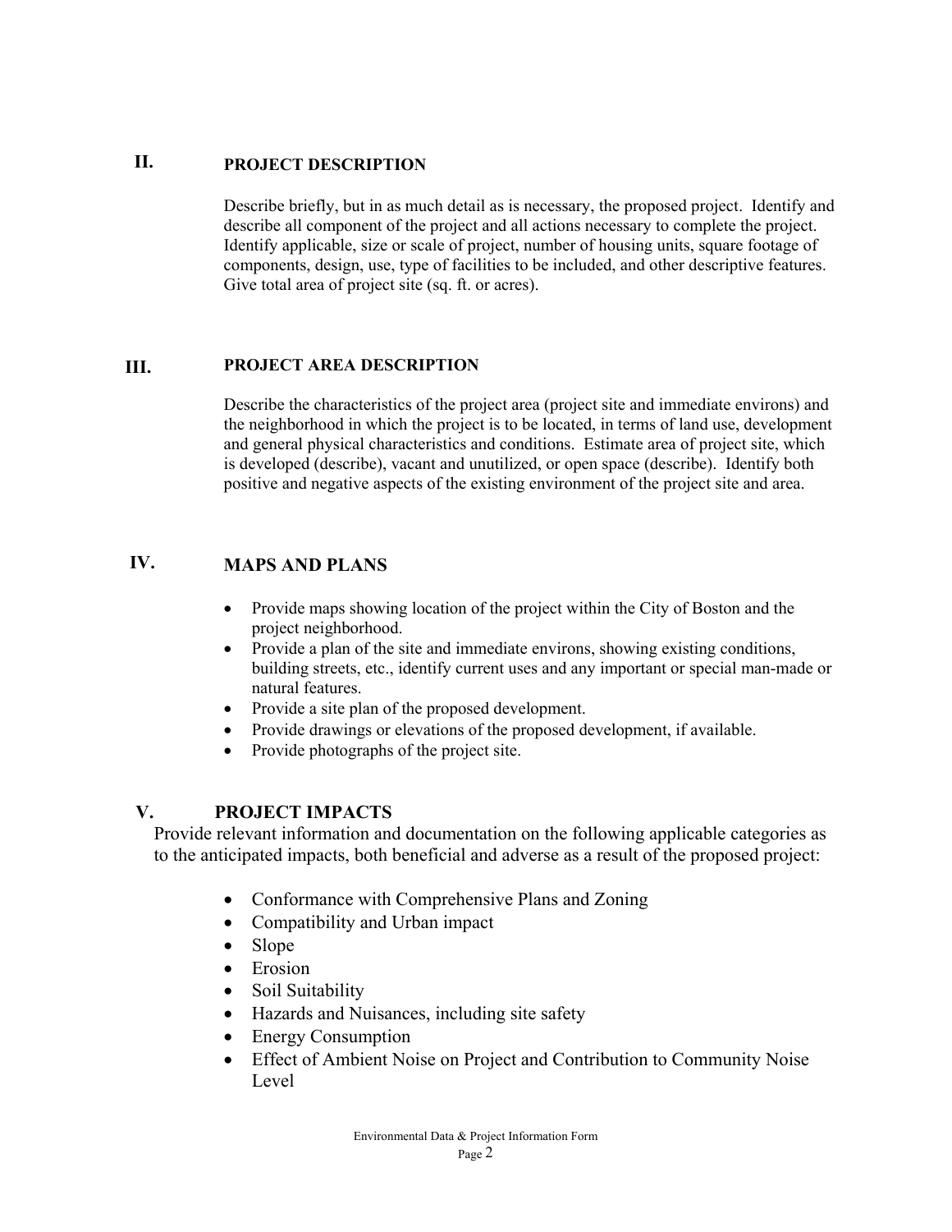## II. PROJECT DESCRIPTION

Describe briefly, but in as much detail as is necessary, the proposed project. Identify and describe all component of the project and all actions necessary to complete the project. Identify applicable, size or scale of project, number of housing units, square footage of components, design, use, type of facilities to be included, and other descriptive features. Give total area of project site (sq. ft. or acres).

## III. PROJECT AREA DESCRIPTION

Describe the characteristics of the project area (project site and immediate environs) and the neighborhood in which the project is to be located, in terms of land use, development and general physical characteristics and conditions. Estimate area of project site, which is developed (describe), vacant and unutilized, or open space (describe). Identify both positive and negative aspects of the existing environment of the project site and area.

## IV. MAPS AND PLANS

- Provide maps showing location of the project within the City of Boston and the project neighborhood.
- Provide a plan of the site and immediate environs, showing existing conditions, building streets, etc., identify current uses and any important or special man-made or natural features.
- Provide a site plan of the proposed development.
- Provide drawings or elevations of the proposed development, if available.
- Provide photographs of the project site.

## V. PROJECT IMPACTS

Provide relevant information and documentation on the following applicable categories as to the anticipated impacts, both beneficial and adverse as a result of the proposed project:

- Conformance with Comprehensive Plans and Zoning
- Compatibility and Urban impact
- Slope
- Erosion
- Soil Suitability
- Hazards and Nuisances, including site safety
- Energy Consumption
- Effect of Ambient Noise on Project and Contribution to Community Noise Level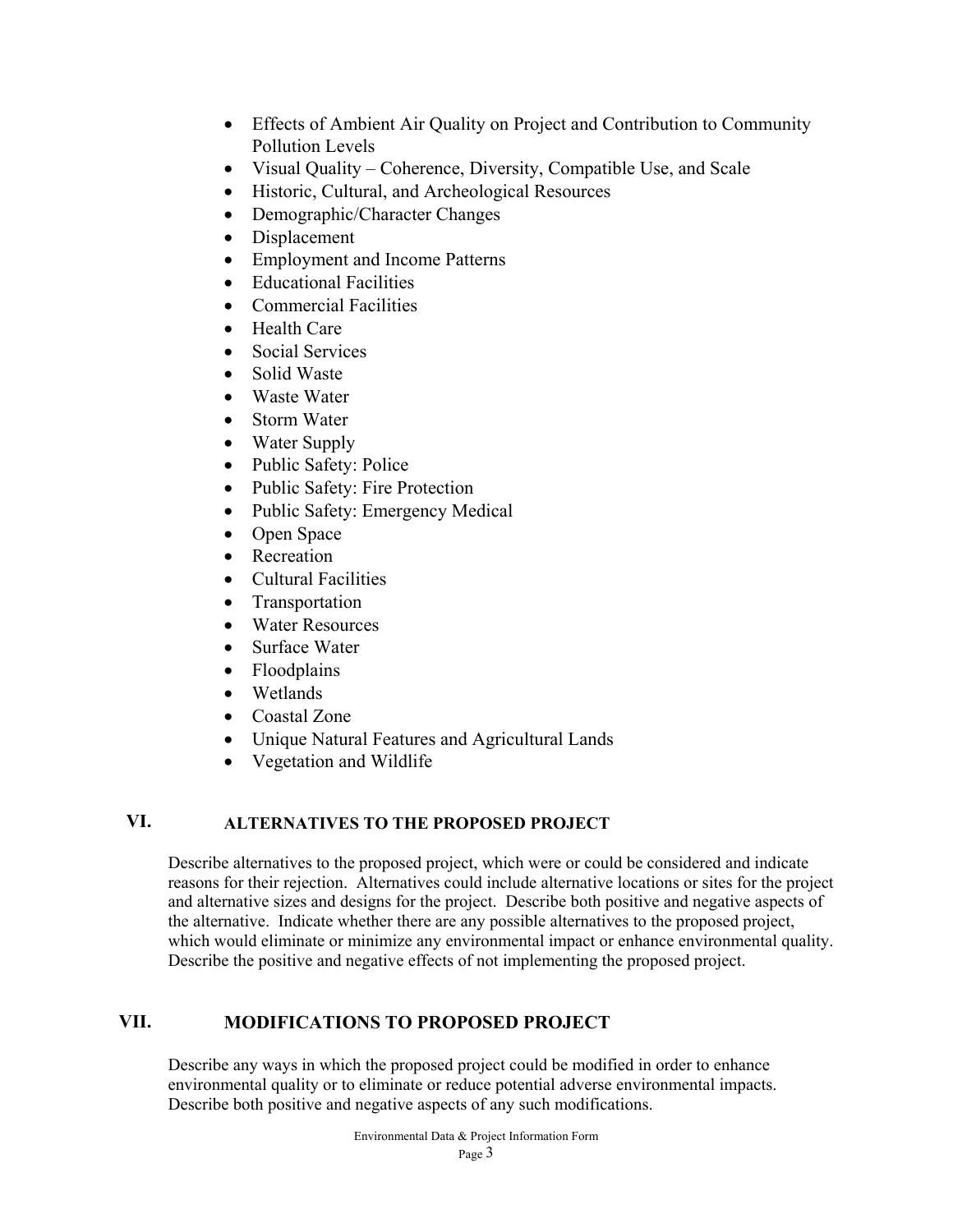- Effects of Ambient Air Quality on Project and Contribution to Community Pollution Levels
- Visual Quality – Coherence, Diversity, Compatible Use, and Scale
- Historic, Cultural, and Archeological Resources
- Demographic/Character Changes
- Displacement
- Employment and Income Patterns
- Educational Facilities
- Commercial Facilities
- Health Care
- Social Services
- Solid Waste
- Waste Water
- Storm Water
- Water Supply
- Public Safety: Police
- Public Safety: Fire Protection
- Public Safety: Emergency Medical
- Open Space
- Recreation
- Cultural Facilities
- Transportation
- Water Resources
- Surface Water
- Floodplains
- Wetlands
- Coastal Zone
- Unique Natural Features and Agricultural Lands
- Vegetation and Wildlife

## VI. ALTERNATIVES TO THE PROPOSED PROJECT

Describe alternatives to the proposed project, which were or could be considered and indicate reasons for their rejection. Alternatives could include alternative locations or sites for the project and alternative sizes and designs for the project. Describe both positive and negative aspects of the alternative. Indicate whether there are any possible alternatives to the proposed project, which would eliminate or minimize any environmental impact or enhance environmental quality. Describe the positive and negative effects of not implementing the proposed project.

## VII. MODIFICATIONS TO PROPOSED PROJECT

Describe any ways in which the proposed project could be modified in order to enhance environmental quality or to eliminate or reduce potential adverse environmental impacts. Describe both positive and negative aspects of any such modifications.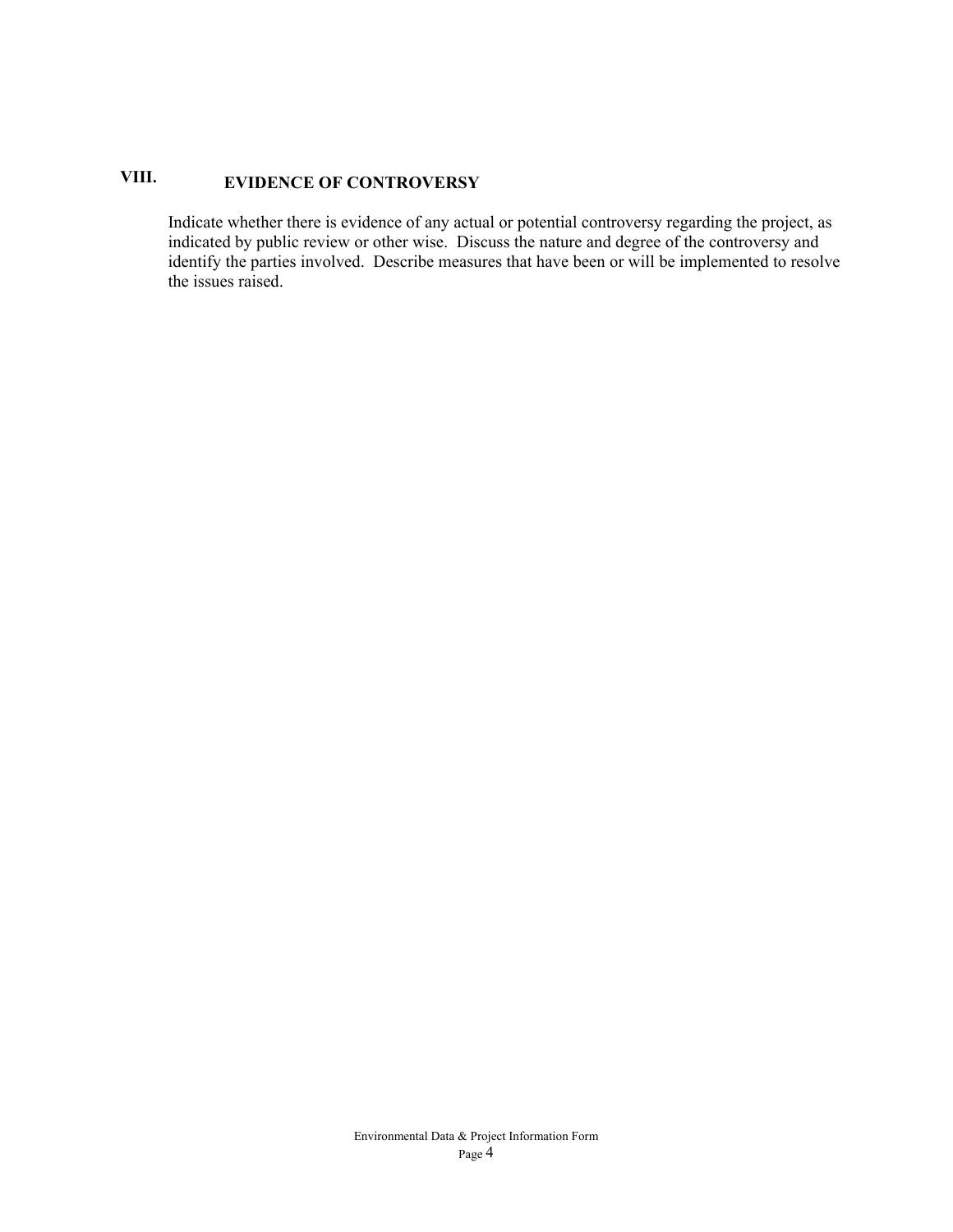## VIII. EVIDENCE OF CONTROVERSY

Indicate whether there is evidence of any actual or potential controversy regarding the project, as indicated by public review or other wise. Discuss the nature and degree of the controversy and identify the parties involved. Describe measures that have been or will be implemented to resolve the issues raised.